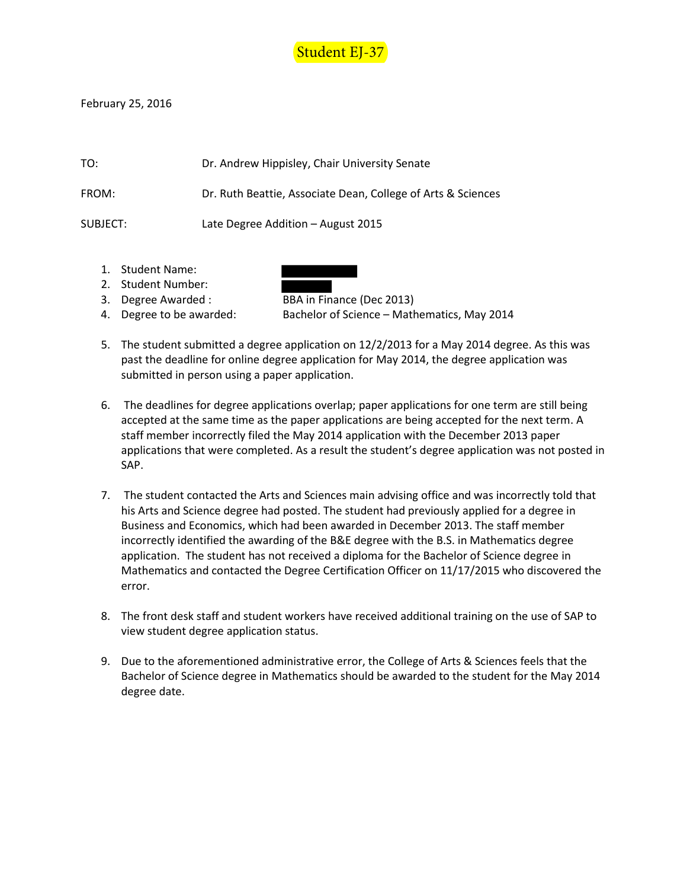Student EJ-37

February 25, 2016

TO: Dr. Andrew Hippisley, Chair University Senate

FROM: Dr. Ruth Beattie, Associate Dean, College of Arts & Sciences

SUBJECT: Late Degree Addition – August 2015

1. Student Name:
2. Student Number:
3. Degree Awarded : BBA in Finance (Dec 2013)
4. Degree to be awarded: Bachelor of Science – Mathematics, May 2014
5. The student submitted a degree application on 12/2/2013 for a May 2014 degree. As this was past the deadline for online degree application for May 2014, the degree application was submitted in person using a paper application.
6. The deadlines for degree applications overlap; paper applications for one term are still being accepted at the same time as the paper applications are being accepted for the next term. A staff member incorrectly filed the May 2014 application with the December 2013 paper applications that were completed. As a result the student's degree application was not posted in SAP.
7. The student contacted the Arts and Sciences main advising office and was incorrectly told that his Arts and Science degree had posted. The student had previously applied for a degree in Business and Economics, which had been awarded in December 2013. The staff member incorrectly identified the awarding of the B&E degree with the B.S. in Mathematics degree application. The student has not received a diploma for the Bachelor of Science degree in Mathematics and contacted the Degree Certification Officer on 11/17/2015 who discovered the error.
8. The front desk staff and student workers have received additional training on the use of SAP to view student degree application status.
9. Due to the aforementioned administrative error, the College of Arts & Sciences feels that the Bachelor of Science degree in Mathematics should be awarded to the student for the May 2014 degree date.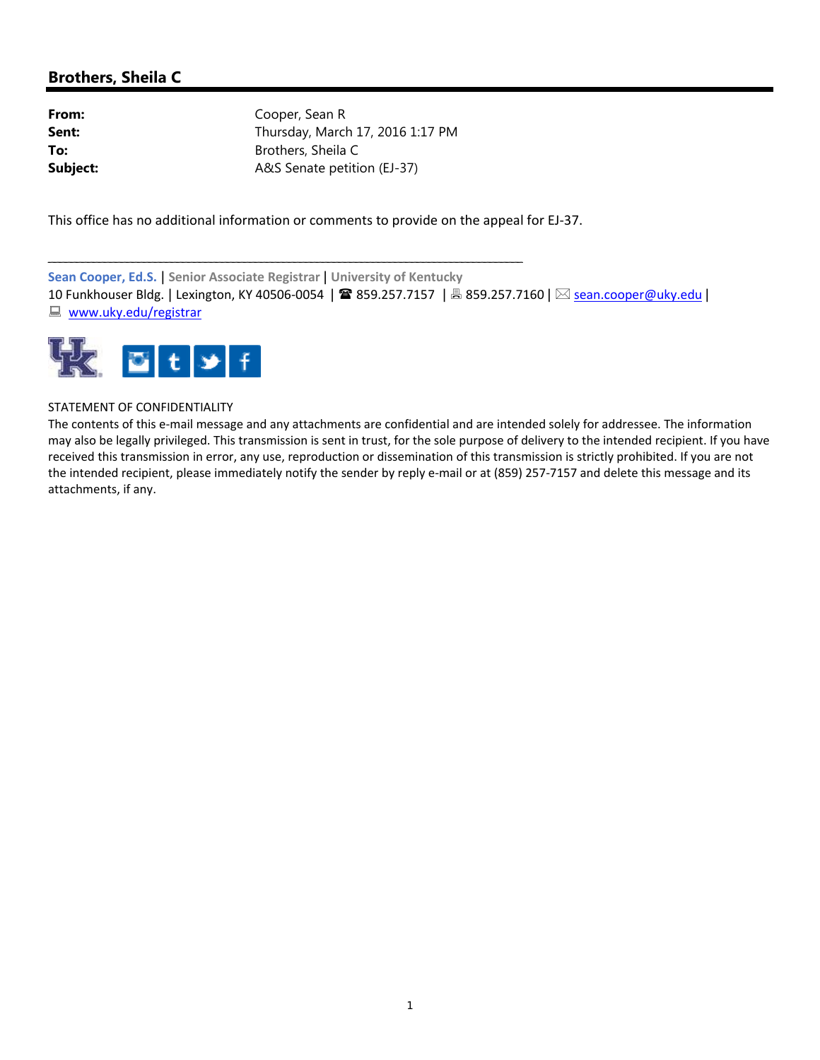## Brothers, Sheila C

| | |
|---|---|
| **From:** | Cooper, Sean R |
| **Sent:** | Thursday, March 17, 2016 1:17 PM |
| **To:** | Brothers, Sheila C |
| **Subject:** | A&S Senate petition (EJ-37) |

This office has no additional information or comments to provide on the appeal for EJ-37.

---

**Sean Cooper, Ed.S.** | **Senior Associate Registrar** | **University of Kentucky**
10 Funkhouser Bldg. | Lexington, KY 40506-0054 | ☎ 859.257.7157 | 🖷 859.257.7160 | ✉ sean.cooper@uky.edu |
www.uky.edu/registrar

STATEMENT OF CONFIDENTIALITY
The contents of this e-mail message and any attachments are confidential and are intended solely for addressee. The information may also be legally privileged. This transmission is sent in trust, for the sole purpose of delivery to the intended recipient. If you have received this transmission in error, any use, reproduction or dissemination of this transmission is strictly prohibited. If you are not the intended recipient, please immediately notify the sender by reply e-mail or at (859) 257-7157 and delete this message and its attachments, if any.